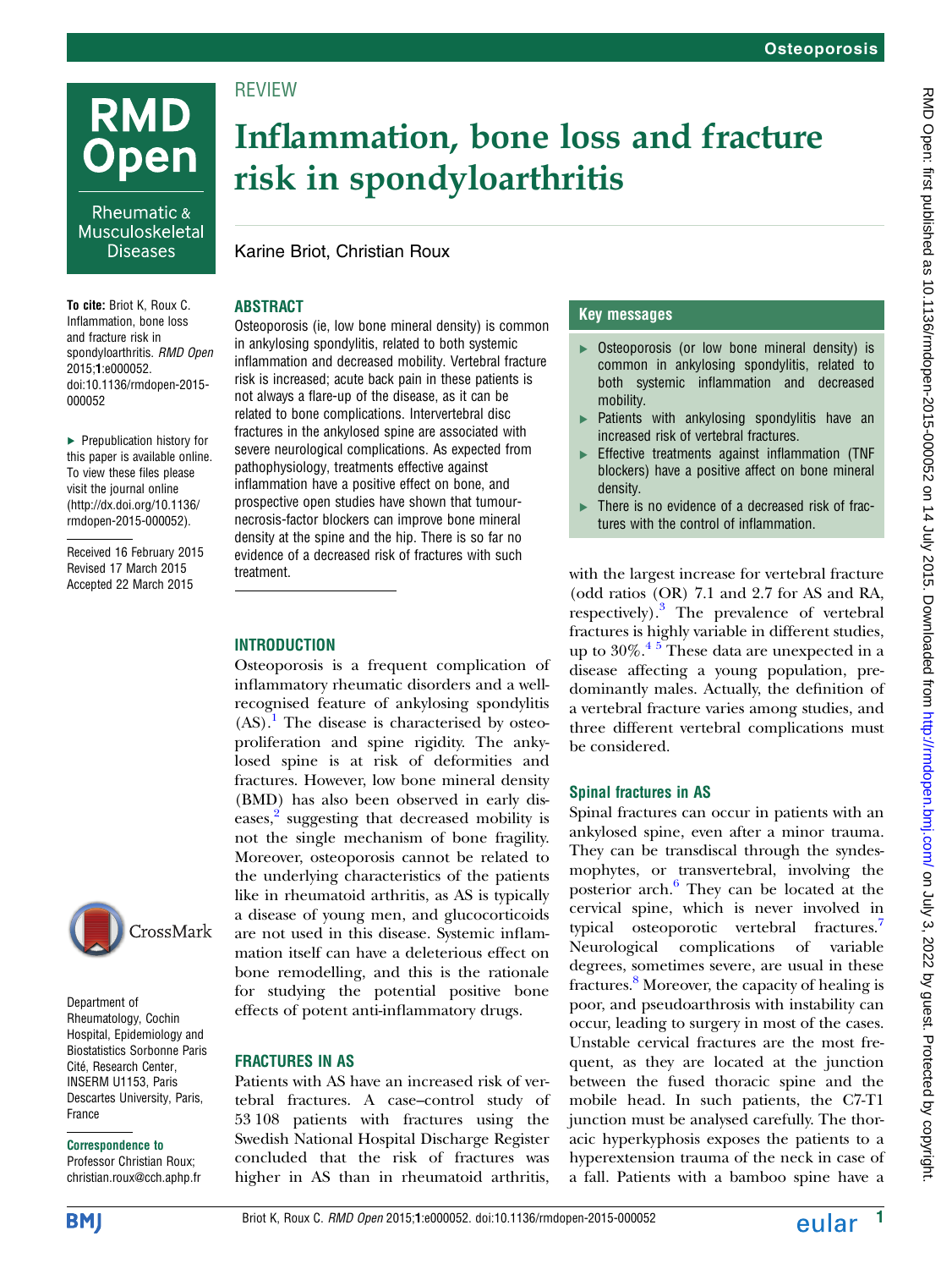REVIEW

# Inflammation, bone loss and fracture risk in spondyloarthritis

Karine Briot, Christian Roux

**To cite:** Briot K, Roux C. Inflammation, bone loss and fracture risk in spondyloarthritis. *RMD Open* 2015;**1**:e000052. doi:10.1136/rmdopen-2015-000052

▶ Prepublication history for this paper is available online. To view these files please visit the journal online (http://dx.doi.org/10.1136/rmdopen-2015-000052).

Received 16 February 2015
Revised 16 March 2015
Accepted 22 March 2015

Department of Rheumatology, Cochin Hospital, Epidemiology and Biostatistics Sorbonne Paris Cité, Research Center, INSERM U1153, Paris Descartes University, Paris, France

**Correspondence to**
Professor Christian Roux; christian.roux@cch.aphp.fr

## ABSTRACT

Osteoporosis (ie, low bone mineral density) is common in ankylosing spondylitis, related to both systemic inflammation and decreased mobility. Vertebral fracture risk is increased; acute back pain in these patients is not always a flare-up of the disease, as it can be related to bone complications. Intervertebral disc fractures in the ankylosed spine are associated with severe neurological complications. As expected from pathophysiology, treatments effective against inflammation have a positive effect on bone, and prospective open studies have shown that tumour-necrosis-factor blockers can improve bone mineral density at the spine and the hip. There is so far no evidence of a decreased risk of fractures with such treatment.

### Key messages

- Osteoporosis (or low bone mineral density) is common in ankylosing spondylitis, related to both systemic inflammation and decreased mobility.
- Patients with ankylosing spondylitis have an increased risk of vertebral fractures.
- Effective treatments against inflammation (TNF blockers) have a positive affect on bone mineral density.
- There is no evidence of a decreased risk of fractures with the control of inflammation.

## INTRODUCTION

Osteoporosis is a frequent complication of inflammatory rheumatic disorders and a well-recognised feature of ankylosing spondylitis (AS).[1] The disease is characterised by osteoproliferation and spine rigidity. The ankylosed spine is at risk of deformities and fractures. However, low bone mineral density (BMD) has also been observed in early diseases,[2] suggesting that decreased mobility is not the single mechanism of bone fragility. Moreover, osteoporosis cannot be related to the underlying characteristics of the patients like in rheumatoid arthritis, as AS is typically a disease of young men, and glucocorticoids are not used in this disease. Systemic inflammation itself can have a deleterious effect on bone remodelling, and this is the rationale for studying the potential positive bone effects of potent anti-inflammatory drugs.

## FRACTURES IN AS

Patients with AS have an increased risk of vertebral fractures. A case–control study of 53 108 patients with fractures using the Swedish National Hospital Discharge Register concluded that the risk of fractures was higher in AS than in rheumatoid arthritis, with the largest increase for vertebral fracture (odd ratios (OR) 7.1 and 2.7 for AS and RA, respectively).[3] The prevalence of vertebral fractures is highly variable in different studies, up to 30%.[4,5] These data are unexpected in a disease affecting a young population, predominantly males. Actually, the definition of a vertebral fracture varies among studies, and three different vertebral complications must be considered.

### Spinal fractures in AS

Spinal fractures can occur in patients with an ankylosed spine, even after a minor trauma. They can be transdiscal through the syndesmophytes, or transvertebral, involving the posterior arch.[6] They can be located at the cervical spine, which is never involved in typical osteoporotic vertebral fractures.[7] Neurological complications of variable degrees, sometimes severe, are usual in these fractures.[8] Moreover, the capacity of healing is poor, and pseudoarthrosis with instability can occur, leading to surgery in most of the cases. Unstable cervical fractures are the most frequent, as they are located at the junction between the fused thoracic spine and the mobile head. In such patients, the C7-T1 junction must be analysed carefully. The thoracic hyperkyphosis exposes the patients to a hyperextension trauma of the neck in case of a fall. Patients with a bamboo spine have a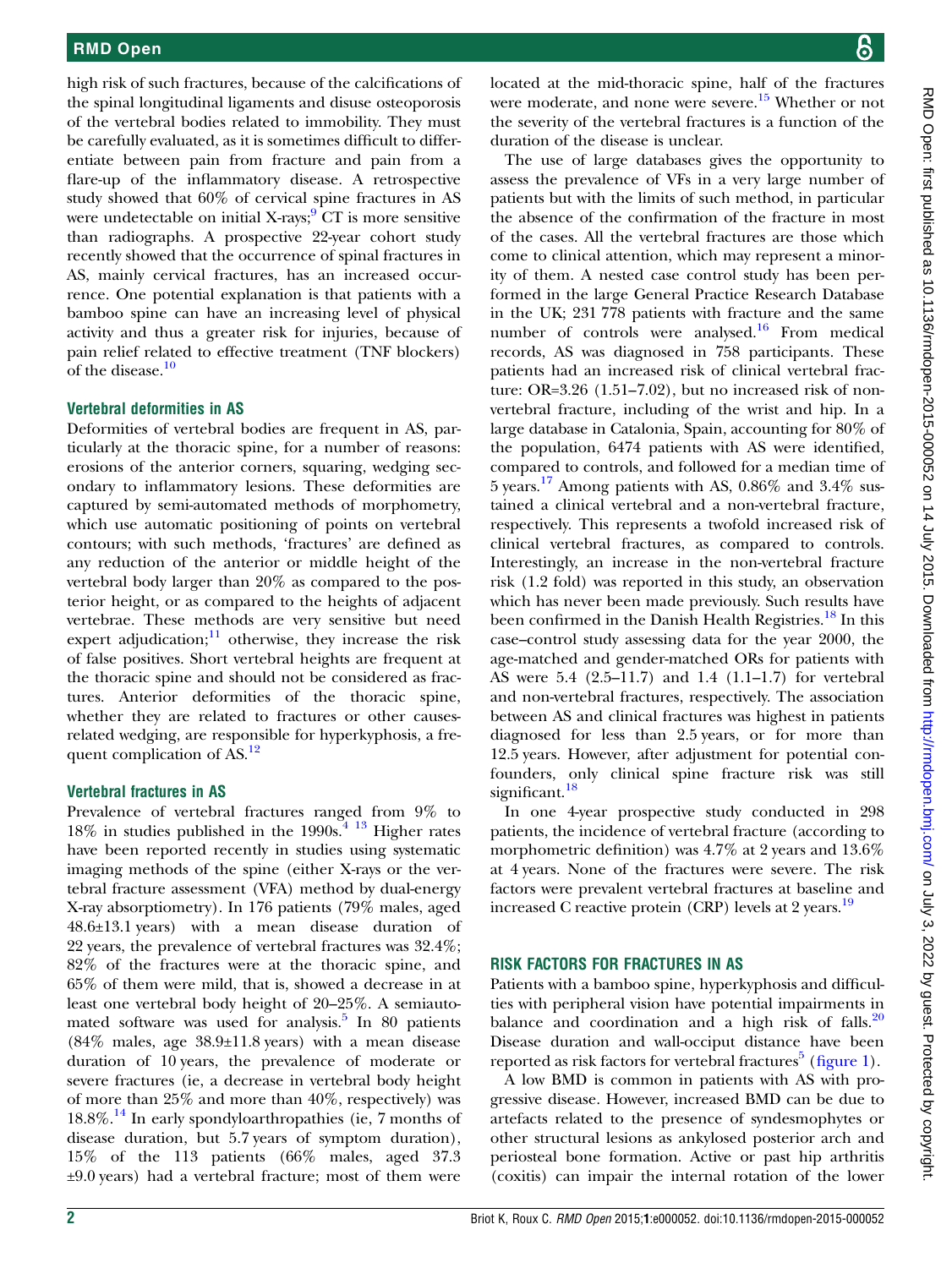high risk of such fractures, because of the calcifications of the spinal longitudinal ligaments and disuse osteoporosis of the vertebral bodies related to immobility. They must be carefully evaluated, as it is sometimes difficult to differentiate between pain from fracture and pain from a flare-up of the inflammatory disease. A retrospective study showed that 60% of cervical spine fractures in AS were undetectable on initial X-rays;[9] CT is more sensitive than radiographs. A prospective 22-year cohort study recently showed that the occurrence of spinal fractures in AS, mainly cervical fractures, has an increased occurrence. One potential explanation is that patients with a bamboo spine can have an increasing level of physical activity and thus a greater risk for injuries, because of pain relief related to effective treatment (TNF blockers) of the disease.[10]

### Vertebral deformities in AS

Deformities of vertebral bodies are frequent in AS, particularly at the thoracic spine, for a number of reasons: erosions of the anterior corners, squaring, wedging secondary to inflammatory lesions. These deformities are captured by semi-automated methods of morphometry, which use automatic positioning of points on vertebral contours; with such methods, 'fractures' are defined as any reduction of the anterior or middle height of the vertebral body larger than 20% as compared to the posterior height, or as compared to the heights of adjacent vertebrae. These methods are very sensitive but need expert adjudication;[11] otherwise, they increase the risk of false positives. Short vertebral heights are frequent at the thoracic spine and should not be considered as fractures. Anterior deformities of the thoracic spine, whether they are related to fractures or other causes-related wedging, are responsible for hyperkyphosis, a frequent complication of AS.[12]

### Vertebral fractures in AS

Prevalence of vertebral fractures ranged from 9% to 18% in studies published in the 1990s.[4 13] Higher rates have been reported recently in studies using systematic imaging methods of the spine (either X-rays or the vertebral fracture assessment (VFA) method by dual-energy X-ray absorptiometry). In 176 patients (79% males, aged 48.6±13.1 years) with a mean disease duration of 22 years, the prevalence of vertebral fractures was 32.4%; 82% of the fractures were at the thoracic spine, and 65% of them were mild, that is, showed a decrease in at least one vertebral body height of 20–25%. A semiautomated software was used for analysis.[5] In 80 patients (84% males, age 38.9±11.8 years) with a mean disease duration of 10 years, the prevalence of moderate or severe fractures (ie, a decrease in vertebral body height of more than 25% and more than 40%, respectively) was 18.8%.[14] In early spondyloarthropathies (ie, 7 months of disease duration, but 5.7 years of symptom duration), 15% of the 113 patients (66% males, aged 37.3 ±9.0 years) had a vertebral fracture; most of them were located at the mid-thoracic spine, half of the fractures were moderate, and none were severe.[15] Whether or not the severity of the vertebral fractures is a function of the duration of the disease is unclear.

The use of large databases gives the opportunity to assess the prevalence of VFs in a very large number of patients but with the limits of such method, in particular the absence of the confirmation of the fracture in most of the cases. All the vertebral fractures are those which come to clinical attention, which may represent a minority of them. A nested case control study has been performed in the large General Practice Research Database in the UK; 231 778 patients with fracture and the same number of controls were analysed.[16] From medical records, AS was diagnosed in 758 participants. These patients had an increased risk of clinical vertebral fracture: OR=3.26 (1.51–7.02), but no increased risk of non-vertebral fracture, including of the wrist and hip. In a large database in Catalonia, Spain, accounting for 80% of the population, 6474 patients with AS were identified, compared to controls, and followed for a median time of 5 years.[17] Among patients with AS, 0.86% and 3.4% sustained a clinical vertebral and a non-vertebral fracture, respectively. This represents a twofold increased risk of clinical vertebral fractures, as compared to controls. Interestingly, an increase in the non-vertebral fracture risk (1.2 fold) was reported in this study, an observation which has never been made previously. Such results have been confirmed in the Danish Health Registries.[18] In this case–control study assessing data for the year 2000, the age-matched and gender-matched ORs for patients with AS were 5.4 (2.5–11.7) and 1.4 (1.1–1.7) for vertebral and non-vertebral fractures, respectively. The association between AS and clinical fractures was highest in patients diagnosed for less than 2.5 years, or for more than 12.5 years. However, after adjustment for potential confounders, only clinical spine fracture risk was still significant.[18]

In one 4-year prospective study conducted in 298 patients, the incidence of vertebral fracture (according to morphometric definition) was 4.7% at 2 years and 13.6% at 4 years. None of the fractures were severe. The risk factors were prevalent vertebral fractures at baseline and increased C reactive protein (CRP) levels at 2 years.[19]

## RISK FACTORS FOR FRACTURES IN AS

Patients with a bamboo spine, hyperkyphosis and difficulties with peripheral vision have potential impairments in balance and coordination and a high risk of falls.[20] Disease duration and wall-occiput distance have been reported as risk factors for vertebral fractures[5] (figure 1).

A low BMD is common in patients with AS with progressive disease. However, increased BMD can be due to artefacts related to the presence of syndesmophytes or other structural lesions as ankylosed posterior arch and periosteal bone formation. Active or past hip arthritis (coxitis) can impair the internal rotation of the lower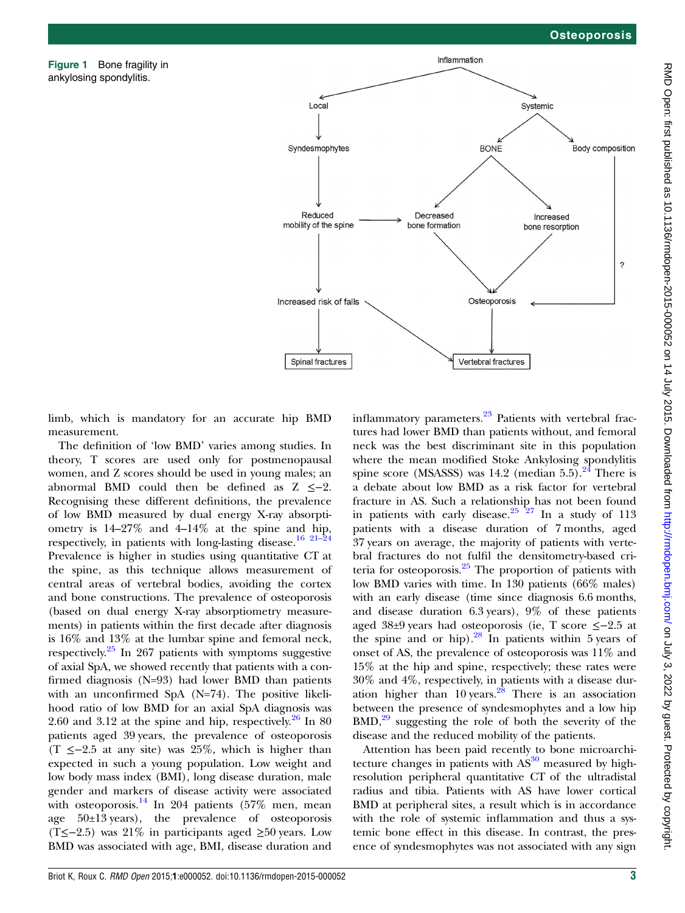**Figure 1** Bone fragility in ankylosing spondylitis.

limb, which is mandatory for an accurate hip BMD measurement.

The definition of 'low BMD' varies among studies. In theory, T scores are used only for postmenopausal women, and Z scores should be used in young males; an abnormal BMD could then be defined as Z ≤−2. Recognising these different definitions, the prevalence of low BMD measured by dual energy X-ray absorptiometry is 14–27% and 4–14% at the spine and hip, respectively, in patients with long-lasting disease.[16 21–24] Prevalence is higher in studies using quantitative CT at the spine, as this technique allows measurement of central areas of vertebral bodies, avoiding the cortex and bone constructions. The prevalence of osteoporosis (based on dual energy X-ray absorptiometry measurements) in patients within the first decade after diagnosis is 16% and 13% at the lumbar spine and femoral neck, respectively.[25] In 267 patients with symptoms suggestive of axial SpA, we showed recently that patients with a confirmed diagnosis (N=93) had lower BMD than patients with an unconfirmed SpA (N=74). The positive likelihood ratio of low BMD for an axial SpA diagnosis was 2.60 and 3.12 at the spine and hip, respectively.[26] In 80 patients aged 39 years, the prevalence of osteoporosis (T ≤−2.5 at any site) was 25%, which is higher than expected in such a young population. Low weight and low body mass index (BMI), long disease duration, male gender and markers of disease activity were associated with osteoporosis.[14] In 204 patients (57% men, mean age 50±13 years), the prevalence of osteoporosis (T≤−2.5) was 21% in participants aged ≥50 years. Low BMD was associated with age, BMI, disease duration and inflammatory parameters.[23] Patients with vertebral fractures had lower BMD than patients without, and femoral neck was the best discriminant site in this population where the mean modified Stoke Ankylosing spondylitis spine score (MSASSS) was 14.2 (median 5.5).[24] There is a debate about low BMD as a risk factor for vertebral fracture in AS. Such a relationship has not been found in patients with early disease.[25 27] In a study of 113 patients with a disease duration of 7 months, aged 37 years on average, the majority of patients with vertebral fractures do not fulfil the densitometry-based criteria for osteoporosis.[25] The proportion of patients with low BMD varies with time. In 130 patients (66% males) with an early disease (time since diagnosis 6.6 months, and disease duration 6.3 years), 9% of these patients aged 38±9 years had osteoporosis (ie, T score ≤−2.5 at the spine and or hip).[28] In patients within 5 years of onset of AS, the prevalence of osteoporosis was 11% and 15% at the hip and spine, respectively; these rates were 30% and 4%, respectively, in patients with a disease duration higher than 10 years.[28] There is an association between the presence of syndesmophytes and a low hip BMD,[29] suggesting the role of both the severity of the disease and the reduced mobility of the patients.

Attention has been paid recently to bone microarchitecture changes in patients with AS[30] measured by high-resolution peripheral quantitative CT of the ultradistal radius and tibia. Patients with AS have lower cortical BMD at peripheral sites, a result which is in accordance with the role of systemic inflammation and thus a systemic bone effect in this disease. In contrast, the presence of syndesmophytes was not associated with any sign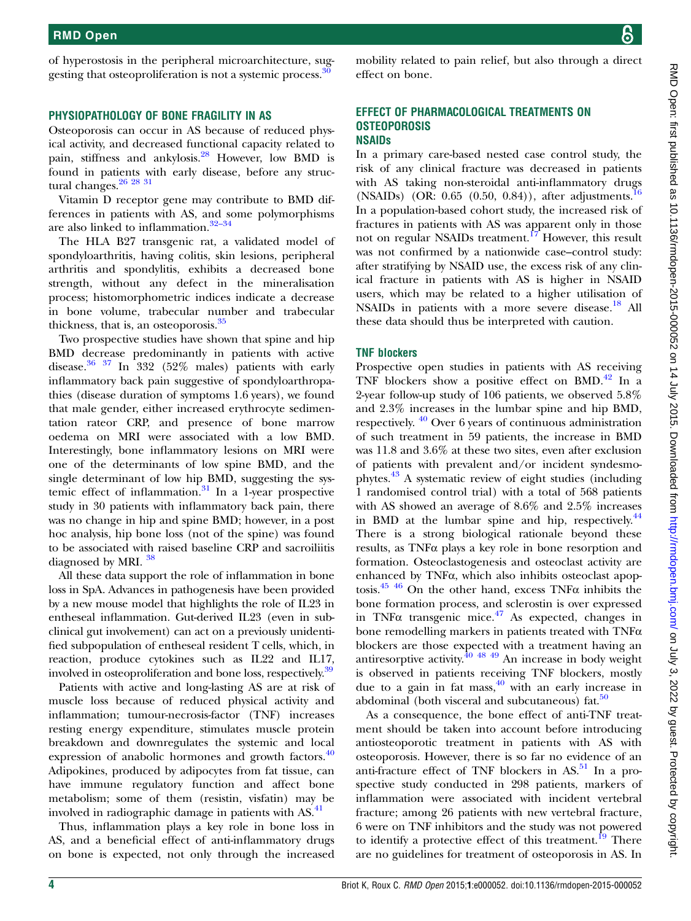of hyperostosis in the peripheral microarchitecture, suggesting that osteoproliferation is not a systemic process.[30]

## PHYSIOPATHOLOGY OF BONE FRAGILITY IN AS

Osteoporosis can occur in AS because of reduced physical activity, and decreased functional capacity related to pain, stiffness and ankylosis.[28] However, low BMD is found in patients with early disease, before any structural changes.[26 28 31]

Vitamin D receptor gene may contribute to BMD differences in patients with AS, and some polymorphisms are also linked to inflammation.[32–34]

The HLA B27 transgenic rat, a validated model of spondyloarthritis, having colitis, skin lesions, peripheral arthritis and spondylitis, exhibits a decreased bone strength, without any defect in the mineralisation process; histomorphometric indices indicate a decrease in bone volume, trabecular number and trabecular thickness, that is, an osteoporosis.[35]

Two prospective studies have shown that spine and hip BMD decrease predominantly in patients with active disease.[36 37] In 332 (52% males) patients with early inflammatory back pain suggestive of spondyloarthropathies (disease duration of symptoms 1.6 years), we found that male gender, either increased erythrocyte sedimentation rateor CRP, and presence of bone marrow oedema on MRI were associated with a low BMD. Interestingly, bone inflammatory lesions on MRI were one of the determinants of low spine BMD, and the single determinant of low hip BMD, suggesting the systemic effect of inflammation.[31] In a 1-year prospective study in 30 patients with inflammatory back pain, there was no change in hip and spine BMD; however, in a post hoc analysis, hip bone loss (not of the spine) was found to be associated with raised baseline CRP and sacroiliitis diagnosed by MRI.[38]

All these data support the role of inflammation in bone loss in SpA. Advances in pathogenesis have been provided by a new mouse model that highlights the role of IL23 in entheseal inflammation. Gut-derived IL23 (even in subclinical gut involvement) can act on a previously unidentified subpopulation of entheseal resident T cells, which, in reaction, produce cytokines such as IL22 and IL17, involved in osteoproliferation and bone loss, respectively.[39]

Patients with active and long-lasting AS are at risk of muscle loss because of reduced physical activity and inflammation; tumour-necrosis-factor (TNF) increases resting energy expenditure, stimulates muscle protein breakdown and downregulates the systemic and local expression of anabolic hormones and growth factors.[40] Adipokines, produced by adipocytes from fat tissue, can have immune regulatory function and affect bone metabolism; some of them (resistin, visfatin) may be involved in radiographic damage in patients with AS.[41]

Thus, inflammation plays a key role in bone loss in AS, and a beneficial effect of anti-inflammatory drugs on bone is expected, not only through the increased mobility related to pain relief, but also through a direct effect on bone.

## EFFECT OF PHARMACOLOGICAL TREATMENTS ON OSTEOPOROSIS

### NSAIDs

In a primary care-based nested case control study, the risk of any clinical fracture was decreased in patients with AS taking non-steroidal anti-inflammatory drugs (NSAIDs) (OR: 0.65 (0.50, 0.84)), after adjustments.[16] In a population-based cohort study, the increased risk of fractures in patients with AS was apparent only in those not on regular NSAIDs treatment.[17] However, this result was not confirmed by a nationwide case–control study: after stratifying by NSAID use, the excess risk of any clinical fracture in patients with AS is higher in NSAID users, which may be related to a higher utilisation of NSAIDs in patients with a more severe disease.[18] All these data should thus be interpreted with caution.

### TNF blockers

Prospective open studies in patients with AS receiving TNF blockers show a positive effect on BMD.[42] In a 2-year follow-up study of 106 patients, we observed 5.8% and 2.3% increases in the lumbar spine and hip BMD, respectively.[40] Over 6 years of continuous administration of such treatment in 59 patients, the increase in BMD was 11.8 and 3.6% at these two sites, even after exclusion of patients with prevalent and/or incident syndesmophytes.[43] A systematic review of eight studies (including 1 randomised control trial) with a total of 568 patients with AS showed an average of 8.6% and 2.5% increases in BMD at the lumbar spine and hip, respectively.[44] There is a strong biological rationale beyond these results, as TNFα plays a key role in bone resorption and formation. Osteoclastogenesis and osteoclast activity are enhanced by TNFα, which also inhibits osteoclast apoptosis.[45 46] On the other hand, excess TNFα inhibits the bone formation process, and sclerostin is over expressed in TNFα transgenic mice.[47] As expected, changes in bone remodelling markers in patients treated with TNFα blockers are those expected with a treatment having an antiresorptive activity.[40 48 49] An increase in body weight is observed in patients receiving TNF blockers, mostly due to a gain in fat mass,[40] with an early increase in abdominal (both visceral and subcutaneous) fat.[50]

As a consequence, the bone effect of anti-TNF treatment should be taken into account before introducing antiosteoporotic treatment in patients with AS with osteoporosis. However, there is so far no evidence of an anti-fracture effect of TNF blockers in AS.[51] In a prospective study conducted in 298 patients, markers of inflammation were associated with incident vertebral fracture; among 26 patients with new vertebral fracture, 6 were on TNF inhibitors and the study was not powered to identify a protective effect of this treatment.[19] There are no guidelines for treatment of osteoporosis in AS. In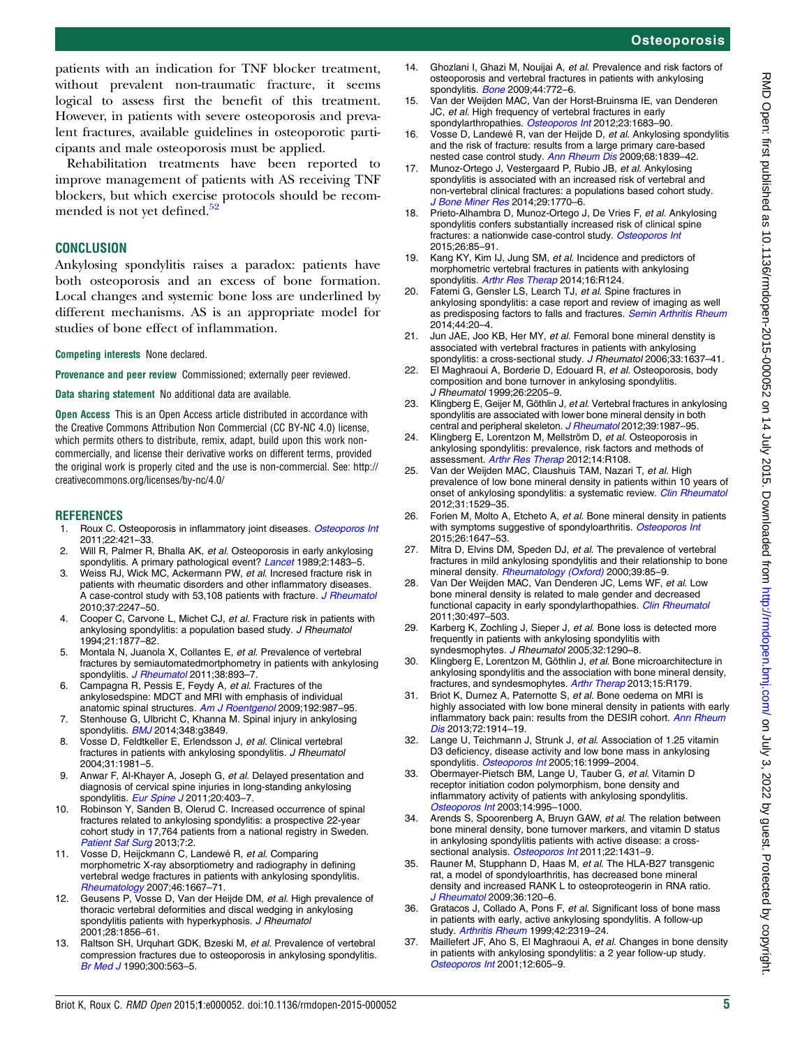patients with an indication for TNF blocker treatment, without prevalent non-traumatic fracture, it seems logical to assess first the benefit of this treatment. However, in patients with severe osteoporosis and prevalent fractures, available guidelines in osteoporotic participants and male osteoporosis must be applied.

Rehabilitation treatments have been reported to improve management of patients with AS receiving TNF blockers, but which exercise protocols should be recommended is not yet defined.[52]

## CONCLUSION

Ankylosing spondylitis raises a paradox: patients have both osteoporosis and an excess of bone formation. Local changes and systemic bone loss are underlined by different mechanisms. AS is an appropriate model for studies of bone effect of inflammation.

**Competing interests** None declared.

**Provenance and peer review** Commissioned; externally peer reviewed.

**Data sharing statement** No additional data are available.

**Open Access** This is an Open Access article distributed in accordance with the Creative Commons Attribution Non Commercial (CC BY-NC 4.0) license, which permits others to distribute, remix, adapt, build upon this work non-commercially, and license their derivative works on different terms, provided the original work is properly cited and the use is non-commercial. See: http://creativecommons.org/licenses/by-nc/4.0/

## REFERENCES

1. Roux C. Osteoporosis in inflammatory joint diseases. *Osteoporos Int* 2011;22:421–33.
2. Will R, Palmer R, Bhalla AK, *et al*. Osteoporosis in early ankylosing spondylitis. A primary pathological event? *Lancet* 1989;2:1483–5.
3. Weiss RJ, Wick MC, Ackermann PW, *et al*. Incresed fracture risk in patients with rheumatic disorders and other inflammatory diseases. A case-control study with 53,108 patients with fracture. *J Rheumatol* 2010;37:2247–50.
4. Cooper C, Carvone L, Michet CJ, *et al*. Fracture risk in patients with ankylosing spondylitis: a population based study. *J Rheumatol* 1994;21:1877–82.
5. Montala N, Juanola X, Collantes E, *et al*. Prevalence of vertebral fractures by semiautomatedmortphometry in patients with ankylosing spondylitis. *J Rheumatol* 2011;38:893–7.
6. Campagna R, Pessis E, Feydy A, *et al*. Fractures of the ankylosedspine: MDCT and MRI with emphasis of individual anatomic spinal structures. *Am J Roentgenol* 2009;192:987–95.
7. Stenhouse G, Ulbricht C, Khanna M. Spinal injury in ankylosing spondylitis. *BMJ* 2014;348:g3849.
8. Vosse D, Feldtkeller E, Erlendsson J, *et al*. Clinical vertebral fractures in patients with ankylosing spondylitis. *J Rheumatol* 2004;31:1981–5.
9. Anwar F, Al-Khayer A, Joseph G, *et al*. Delayed presentation and diagnosis of cervical spine injuries in long-standing ankylosing spondylitis. *Eur Spine J* 2011;20:403–7.
10. Robinson Y, Sanden B, Olerud C. Increased occurrence of spinal fractures related to ankylosing spondylitis: a prospective 22-year cohort study in 17,764 patients from a national registry in Sweden. *Patient Saf Surg* 2013;7:2.
11. Vosse D, Heijckmann C, Landewé R, *et al*. Comparing morphometric X-ray absorptiometry and radiography in defining vertebral wedge fractures in patients with ankylosing spondylitis. *Rheumatology* 2007;46:1667–71.
12. Geusens P, Vosse D, Van der Heijde DM, *et al*. High prevalence of thoracic vertebral deformities and discal wedging in ankylosing spondylitis patients with hyperkyphosis. *J Rheumatol* 2001;28:1856–61.
13. Raltson SH, Urquhart GDK, Bzeski M, *et al*. Prevalence of vertebral compression fractures due to osteoporosis in ankylosing spondylitis. *Br Med J* 1990;300:563–5.
14. Ghozlani I, Ghazi M, Nouijai A, *et al*. Prevalence and risk factors of osteoporosis and vertebral fractures in patients with ankylosing spondylitis. *Bone* 2009;44:772–6.
15. Van der Weijden MAC, Van der Horst-Bruinsma IE, van Denderen JC, *et al*. High frequency of vertebral fractures in early spondylarthropathies. *Osteoporos Int* 2012;23:1683–90.
16. Vosse D, Landewé R, van der Heijde D, *et al*. Ankylosing spondylitis and the risk of fracture: results from a large primary care-based nested case control study. *Ann Rheum Dis* 2009;68:1839–42.
17. Munoz-Ortego J, Vestergaard P, Rubio JB, *et al*. Ankylosing spondylitis is associated with an increased risk of vertebral and non-vertebral clinical fractures: a populations based cohort study. *J Bone Miner Res* 2014;29:1770–6.
18. Prieto-Alhambra D, Munoz-Ortego J, De Vries F, *et al*. Ankylosing spondylitis confers substantially increased risk of clinical spine fractures: a nationwide case-control study. *Osteoporos Int* 2015;26:85–91.
19. Kang KY, Kim IJ, Jung SM, *et al*. Incidence and predictors of morphometric vertebral fractures in patients with ankylosing spondylitis. *Arthr Res Therap* 2014;16:R124.
20. Fatemi G, Gensler LS, Learch TJ, *et al*. Spine fractures in ankylosing spondylitis: a case report and review of imaging as well as predisposing factors to falls and fractures. *Semin Arthritis Rheum* 2014;44:20–4.
21. Jun JAE, Joo KB, Her MY, *et al*. Femoral bone mineral density is associated with vertebral fractures in patients with ankylosing spondylitis: a cross-sectional study. *J Rheumatol* 2006;33:1637–41.
22. El Maghraoui A, Borderie D, Edouard R, *et al*. Osteoporosis, body composition and bone turnover in ankylosing spondylitis. *J Rheumatol* 1999;26:2205–9.
23. Klingberg E, Geijer M, Göthlin J, *et al*. Vertebral fractures in ankylosing spondylitis are associated with lower bone mineral density in both central and peripheral skeleton. *J Rheumatol* 2012;39:1987–95.
24. Klingberg E, Lorentzon M, Mellström D, *et al*. Osteoporosis in ankylosing spondylitis: prevalence, risk factors and methods of assessment. *Arthr Res Therap* 2012;14:R108.
25. Van der Weijden MAC, Claushuis TAM, Nazari T, *et al*. High prevalence of low bone mineral density in patients within 10 years of onset of ankylosing spondylitis: a systematic review. *Clin Rheumatol* 2012;31:1529–35.
26. Forien M, Molto A, Etcheto A, *et al*. Bone mineral density in patients with symptoms suggestive of spondyloarthritis. *Osteoporos Int* 2015;26:1647–53.
27. Mitra D, Elvins DM, Speden DJ, *et al*. The prevalence of vertebral fractures in mild ankylosing spondylitis and their relationship to bone mineral density. *Rheumatology (Oxford)* 2000;39:85–9.
28. Van Der Weijden MAC, Van Denderen JC, Lems WF, *et al*. Low bone mineral density is related to male gender and decreased functional capacity in early spondylarthropathies. *Clin Rheumatol* 2011;30:497–503.
29. Karberg K, Zochling J, Sieper J, *et al*. Bone loss is detected more frequently in patients with ankylosing spondylitis with syndesmophytes. *J Rheumatol* 2005;32:1290–8.
30. Klingberg E, Lorentzon M, Göthlin J, *et al*. Bone microarchitecture in ankylosing spondylitis and the association with bone mineral density, fractures, and syndesmophytes. *Arthr Therap* 2013;15:R179.
31. Briot K, Durnez A, Paternotte S, *et al*. Bone oedema on MRI is highly associated with low bone mineral density in patients with early inflammatory back pain: results from the DESIR cohort. *Ann Rheum Dis* 2013;72:1914–19.
32. Lange U, Teichmann J, Strunk J, *et al*. Association of 1.25 vitamin D3 deficiency, disease activity and low bone mass in ankylosing spondylitis. *Osteoporos Int* 2005;16:1999–2004.
33. Obermayer-Pietsch BM, Lange U, Tauber G, *et al*. Vitamin D receptor initiation codon polymorphism, bone density and inflammatory activity of patients with ankylosing spondylitis. *Osteoporos Int* 2003;14:995–1000.
34. Arends S, Spoorenberg A, Bruyn GAW, *et al*. The relation between bone mineral density, bone turnover markers, and vitamin D status in ankylosing spondylitis patients with active disease: a cross-sectional analysis. *Osteoporos Int* 2011;22:1431–9.
35. Rauner M, Stupphann D, Haas M, *et al*. The HLA-B27 transgenic rat, a model of spondyloarthritis, has decreased bone mineral density and increased RANK L to osteoproteogerin in RNA ratio. *J Rheumatol* 2009;36:120–6.
36. Gratacos J, Collado A, Pons F, *et al*. Significant loss of bone mass in patients with early, active ankylosing spondylitis. A follow-up study. *Arthritis Rheum* 1999;42:2319–24.
37. Maillefert JF, Aho S, El Maghraoui A, *et al*. Changes in bone density in patients with ankylosing spondylitis: a 2 year follow-up study. *Osteoporos Int* 2001;12:605–9.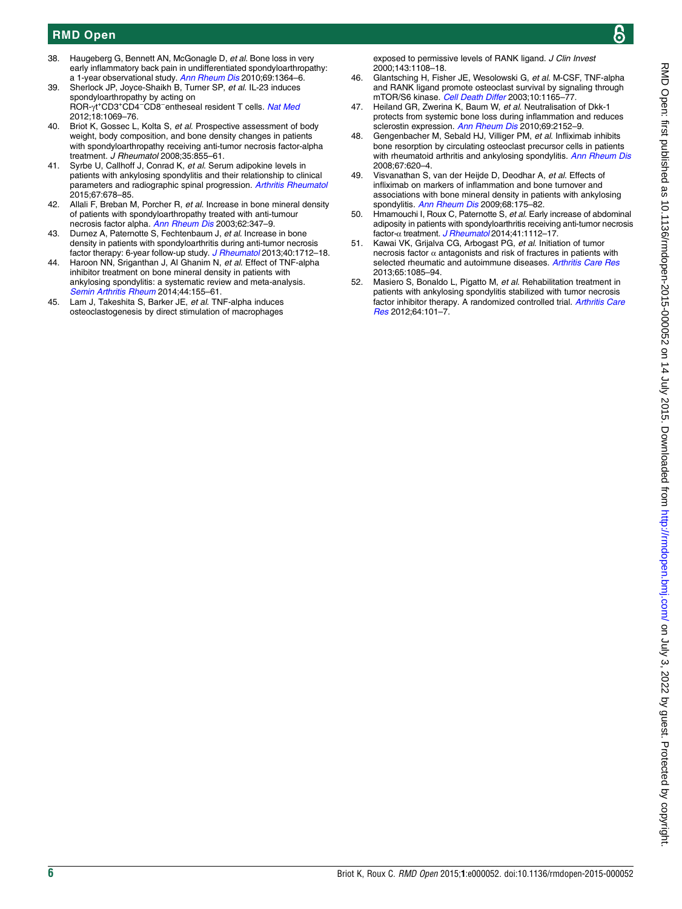38. Haugeberg G, Bennett AN, McGonagle D, *et al*. Bone loss in very early inflammatory back pain in undifferentiated spondyloarthropathy: a 1-year observational study. *Ann Rheum Dis* 2010;69:1364–6.
39. Sherlock JP, Joyce-Shaikh B, Turner SP, *et al*. IL-23 induces spondyloarthropathy by acting on ROR-$\gamma t^{+}CD3^{+}CD4^{-}CD8^{-}$entheseal resident T cells. *Nat Med* 2012;18:1069–76.
40. Briot K, Gossec L, Kolta S, *et al*. Prospective assessment of body weight, body composition, and bone density changes in patients with spondyloarthropathy receiving anti-tumor necrosis factor-alpha treatment. *J Rheumatol* 2008;35:855–61.
41. Syrbe U, Callhoff J, Conrad K, *et al*. Serum adipokine levels in patients with ankylosing spondylitis and their relationship to clinical parameters and radiographic spinal progression. *Arthritis Rheumatol* 2015;67:678–85.
42. Allali F, Breban M, Porcher R, *et al*. Increase in bone mineral density of patients with spondyloarthropathy treated with anti-tumour necrosis factor alpha. *Ann Rheum Dis* 2003;62:347–9.
43. Durnez A, Paternotte S, Fechtenbaum J, *et al*. Increase in bone density in patients with spondyloarthritis during anti-tumor necrosis factor therapy: 6-year follow-up study. *J Rheumatol* 2013;40:1712–18.
44. Haroon NN, Sriganthan J, Al Ghanim N, *et al*. Effect of TNF-alpha inhibitor treatment on bone mineral density in patients with ankylosing spondylitis: a systematic review and meta-analysis. *Semin Arthritis Rheum* 2014;44:155–61.
45. Lam J, Takeshita S, Barker JE, *et al*. TNF-alpha induces osteoclastogenesis by direct stimulation of macrophages exposed to permissive levels of RANK ligand. *J Clin Invest* 2000;143:1108–18.
46. Glantschnig H, Fisher JE, Wesolowski G, *et al*. M-CSF, TNF-alpha and RANK ligand promote osteoclast survival by signaling through mTOR/S6 kinase. *Cell Death Differ* 2003;10:1165–77.
47. Heiland GR, Zwerina K, Baum W, *et al*. Neutralisation of Dkk-1 protects from systemic bone loss during inflammation and reduces sclerostin expression. *Ann Rheum Dis* 2010;69:2152–9.
48. Gengenbacher M, Sebald HJ, Villiger PM, *et al*. Infliximab inhibits bone resorption by circulating osteoclast precursor cells in patients with rheumatoid arthritis and ankylosing spondylitis. *Ann Rheum Dis* 2008;67:620–4.
49. Visvanathan S, van der Heijde D, Deodhar A, *et al*. Effects of infliximab on markers of inflammation and bone turnover and associations with bone mineral density in patients with ankylosing spondylitis. *Ann Rheum Dis* 2009;68:175–82.
50. Hmamouchi I, Roux C, Paternotte S, *et al*. Early increase of abdominal adiposity in patients with spondyloarthritis receiving anti-tumor necrosis factor-$\alpha$ treatment. *J Rheumatol* 2014;41:1112–17.
51. Kawai VK, Grijalva CG, Arbogast PG, *et al*. Initiation of tumor necrosis factor $\alpha$ antagonists and risk of fractures in patients with selected rheumatic and autoimmune diseases. *Arthritis Care Res* 2013;65:1085–94.
52. Masiero S, Bonaldo L, Pigatto M, *et al*. Rehabilitation treatment in patients with ankylosing spondylitis stabilized with tumor necrosis factor inhibitor therapy. A randomized controlled trial. *Arthritis Care Res* 2012;64:101–7.